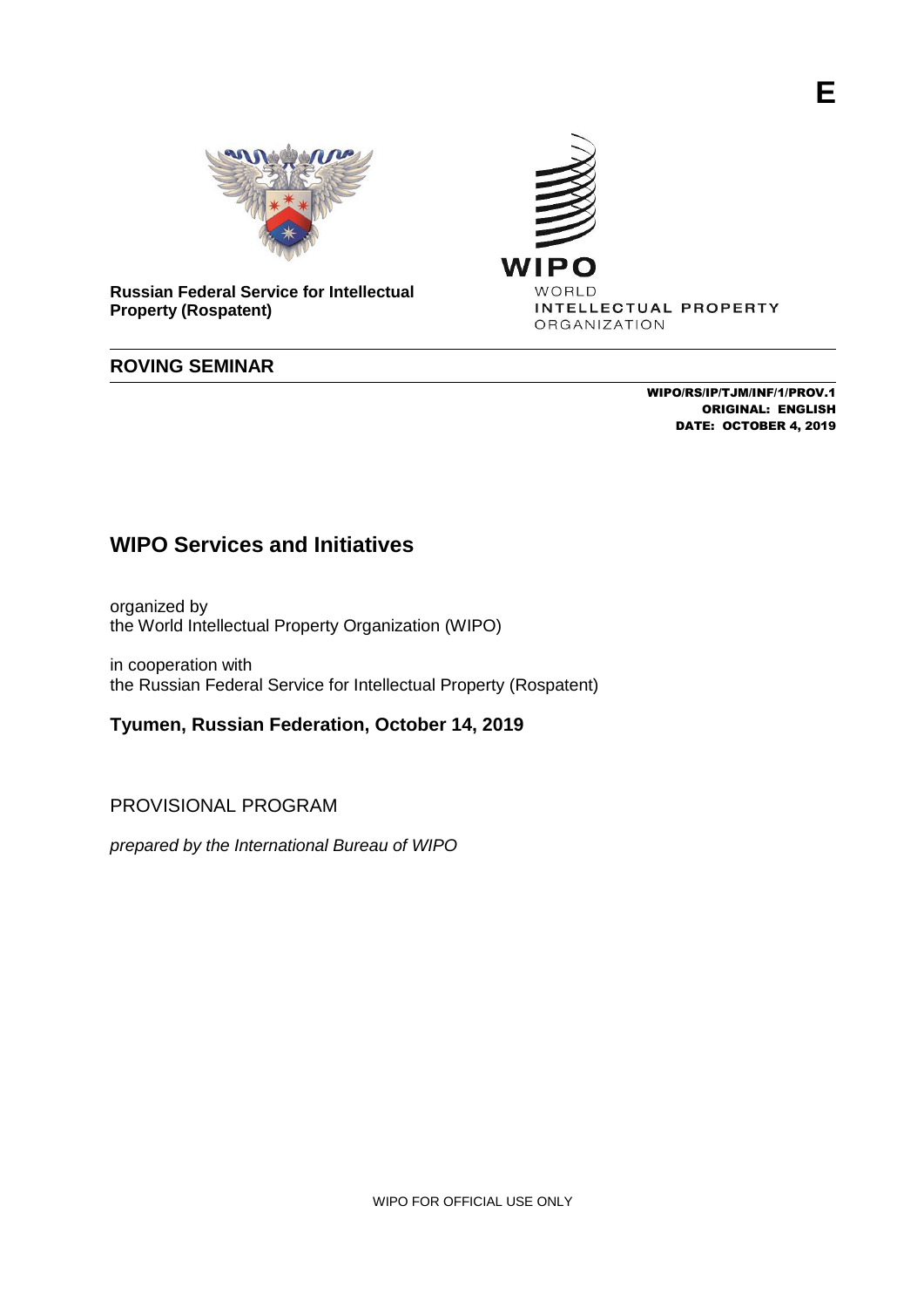E

**Russian Federal Service for Intellectual Property (Rospatent)**

WIPO
WORLD
INTELLECTUAL PROPERTY
ORGANIZATION

**ROVING SEMINAR**

**WIPO/RS/IP/TJM/INF/1/PROV.1**
**ORIGINAL: ENGLISH**
**DATE: OCTOBER 4, 2019**

# WIPO Services and Initiatives

organized by
the World Intellectual Property Organization (WIPO)

in cooperation with
the Russian Federal Service for Intellectual Property (Rospatent)

## Tyumen, Russian Federation, October 14, 2019

PROVISIONAL PROGRAM

*prepared by the International Bureau of WIPO*

WIPO FOR OFFICIAL USE ONLY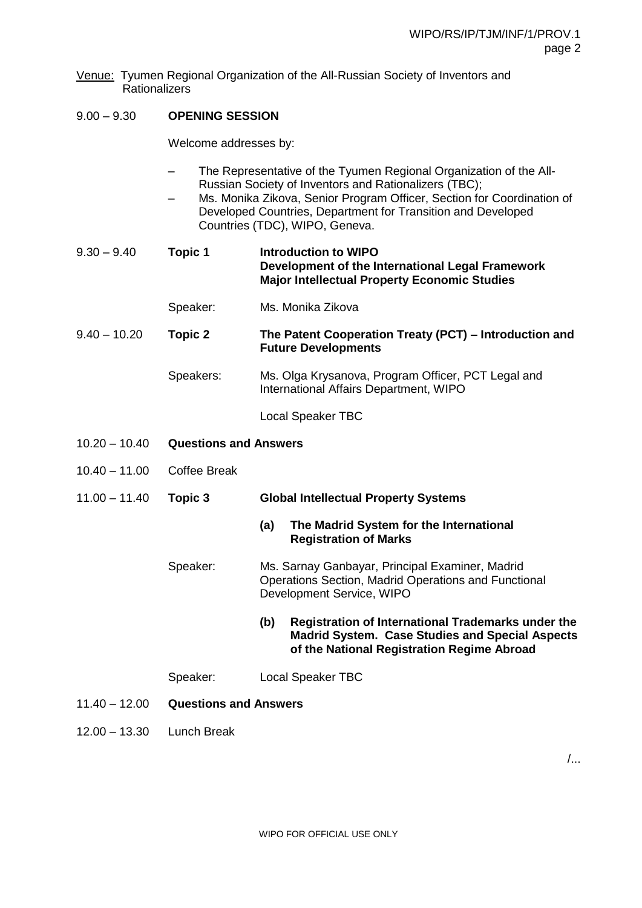Venue: Tyumen Regional Organization of the All-Russian Society of Inventors and Rationalizers

9.00 – 9.30 **OPENING SESSION**

Welcome addresses by:

– The Representative of the Tyumen Regional Organization of the All-Russian Society of Inventors and Rationalizers (TBC);
– Ms. Monika Zikova, Senior Program Officer, Section for Coordination of Developed Countries, Department for Transition and Developed Countries (TDC), WIPO, Geneva.

9.30 – 9.40 **Topic 1** **Introduction to WIPO**
**Development of the International Legal Framework**
**Major Intellectual Property Economic Studies**

Speaker: Ms. Monika Zikova

9.40 – 10.20 **Topic 2** **The Patent Cooperation Treaty (PCT) – Introduction and Future Developments**

Speakers: Ms. Olga Krysanova, Program Officer, PCT Legal and International Affairs Department, WIPO

Local Speaker TBC

10.20 – 10.40 **Questions and Answers**

10.40 – 11.00 Coffee Break

11.00 – 11.40 **Topic 3** **Global Intellectual Property Systems**

**(a) The Madrid System for the International Registration of Marks**

Speaker: Ms. Sarnay Ganbayar, Principal Examiner, Madrid Operations Section, Madrid Operations and Functional Development Service, WIPO

**(b) Registration of International Trademarks under the Madrid System. Case Studies and Special Aspects of the National Registration Regime Abroad**

Speaker: Local Speaker TBC

11.40 – 12.00 **Questions and Answers**

12.00 – 13.30 Lunch Break

/...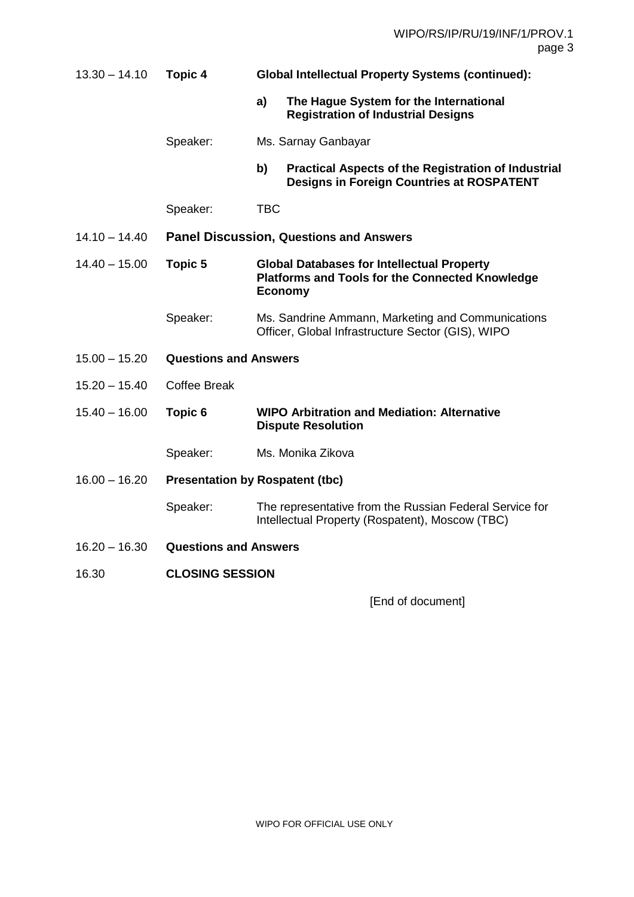| | | |
|---|---|---|
| 13.30 – 14.10 | **Topic 4** | **Global Intellectual Property Systems (continued):** |
| | | **a) The Hague System for the International Registration of Industrial Designs** |
| | Speaker: | Ms. Sarnay Ganbayar |
| | | **b) Practical Aspects of the Registration of Industrial Designs in Foreign Countries at ROSPATENT** |
| | Speaker: | TBC |
| 14.10 – 14.40 | **Panel Discussion, Questions and Answers** | |
| 14.40 – 15.00 | **Topic 5** | **Global Databases for Intellectual Property Platforms and Tools for the Connected Knowledge Economy** |
| | Speaker: | Ms. Sandrine Ammann, Marketing and Communications Officer, Global Infrastructure Sector (GIS), WIPO |
| 15.00 – 15.20 | **Questions and Answers** | |
| 15.20 – 15.40 | Coffee Break | |
| 15.40 – 16.00 | **Topic 6** | **WIPO Arbitration and Mediation: Alternative Dispute Resolution** |
| | Speaker: | Ms. Monika Zikova |
| 16.00 – 16.20 | **Presentation by Rospatent (tbc)** | |
| | Speaker: | The representative from the Russian Federal Service for Intellectual Property (Rospatent), Moscow (TBC) |
| 16.20 – 16.30 | **Questions and Answers** | |
| 16.30 | **CLOSING SESSION** | |

[End of document]